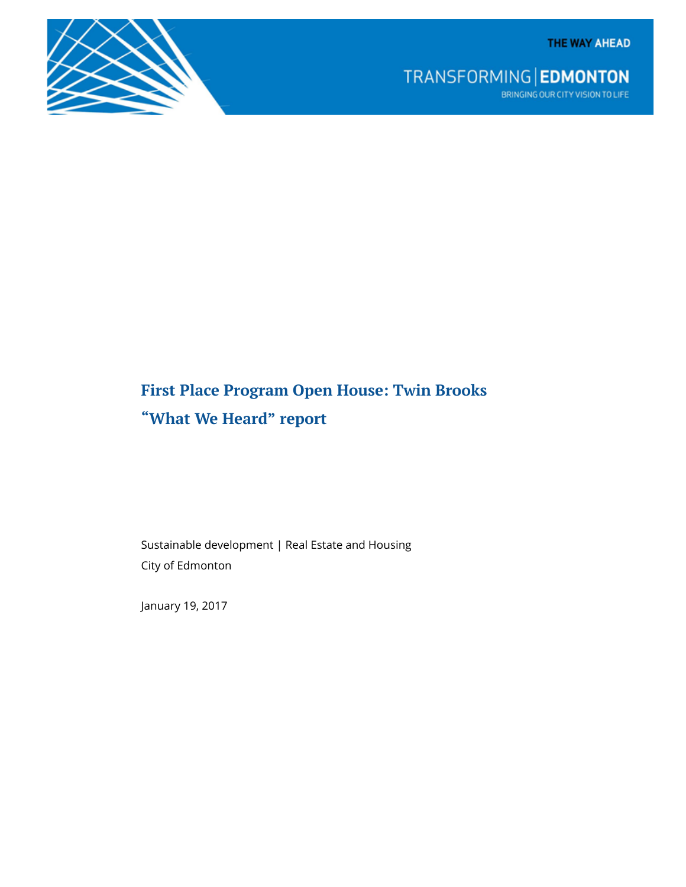THE WAY AHEAD

TRANSFORMING | EDMONTON

BRINGING OUR CITY VISION TO LIFE

# First Place Program Open House: Twin Brooks "What We Heard" report

Sustainable development | Real Estate and Housing

City of Edmonton

January 19, 2017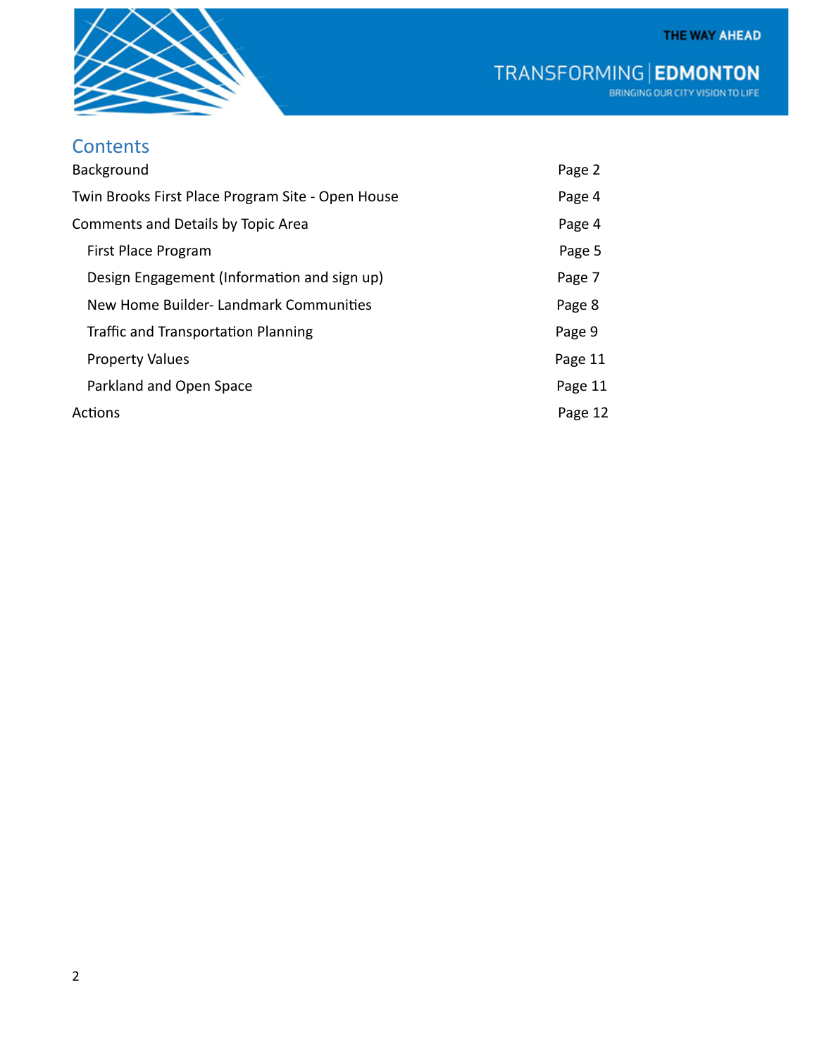## Contents

| | |
|---|---|
| Background | Page 2 |
| Twin Brooks First Place Program Site - Open House | Page 4 |
| Comments and Details by Topic Area | Page 4 |
| First Place Program | Page 5 |
| Design Engagement (Information and sign up) | Page 7 |
| New Home Builder- Landmark Communities | Page 8 |
| Traffic and Transportation Planning | Page 9 |
| Property Values | Page 11 |
| Parkland and Open Space | Page 11 |
| Actions | Page 12 |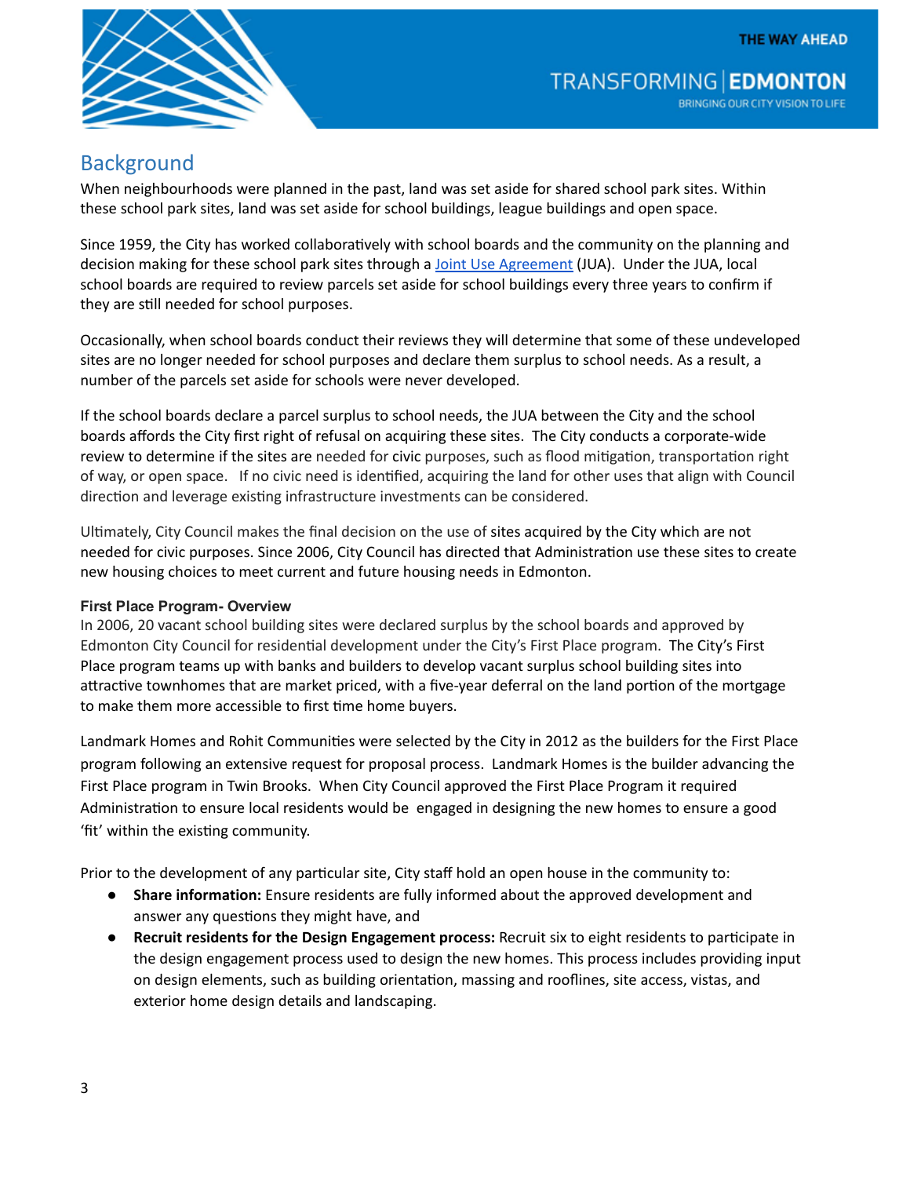## Background

When neighbourhoods were planned in the past, land was set aside for shared school park sites. Within these school park sites, land was set aside for school buildings, league buildings and open space.

Since 1959, the City has worked collaboratively with school boards and the community on the planning and decision making for these school park sites through a Joint Use Agreement (JUA). Under the JUA, local school boards are required to review parcels set aside for school buildings every three years to confirm if they are still needed for school purposes.

Occasionally, when school boards conduct their reviews they will determine that some of these undeveloped sites are no longer needed for school purposes and declare them surplus to school needs. As a result, a number of the parcels set aside for schools were never developed.

If the school boards declare a parcel surplus to school needs, the JUA between the City and the school boards affords the City first right of refusal on acquiring these sites. The City conducts a corporate-wide review to determine if the sites are needed for civic purposes, such as flood mitigation, transportation right of way, or open space. If no civic need is identified, acquiring the land for other uses that align with Council direction and leverage existing infrastructure investments can be considered.

Ultimately, City Council makes the final decision on the use of sites acquired by the City which are not needed for civic purposes. Since 2006, City Council has directed that Administration use these sites to create new housing choices to meet current and future housing needs in Edmonton.

### First Place Program- Overview

In 2006, 20 vacant school building sites were declared surplus by the school boards and approved by Edmonton City Council for residential development under the City's First Place program. The City's First Place program teams up with banks and builders to develop vacant surplus school building sites into attractive townhomes that are market priced, with a five-year deferral on the land portion of the mortgage to make them more accessible to first time home buyers.

Landmark Homes and Rohit Communities were selected by the City in 2012 as the builders for the First Place program following an extensive request for proposal process. Landmark Homes is the builder advancing the First Place program in Twin Brooks. When City Council approved the First Place Program it required Administration to ensure local residents would be engaged in designing the new homes to ensure a good 'fit' within the existing community.

Prior to the development of any particular site, City staff hold an open house in the community to:

- **Share information:** Ensure residents are fully informed about the approved development and answer any questions they might have, and
- **Recruit residents for the Design Engagement process:** Recruit six to eight residents to participate in the design engagement process used to design the new homes. This process includes providing input on design elements, such as building orientation, massing and rooflines, site access, vistas, and exterior home design details and landscaping.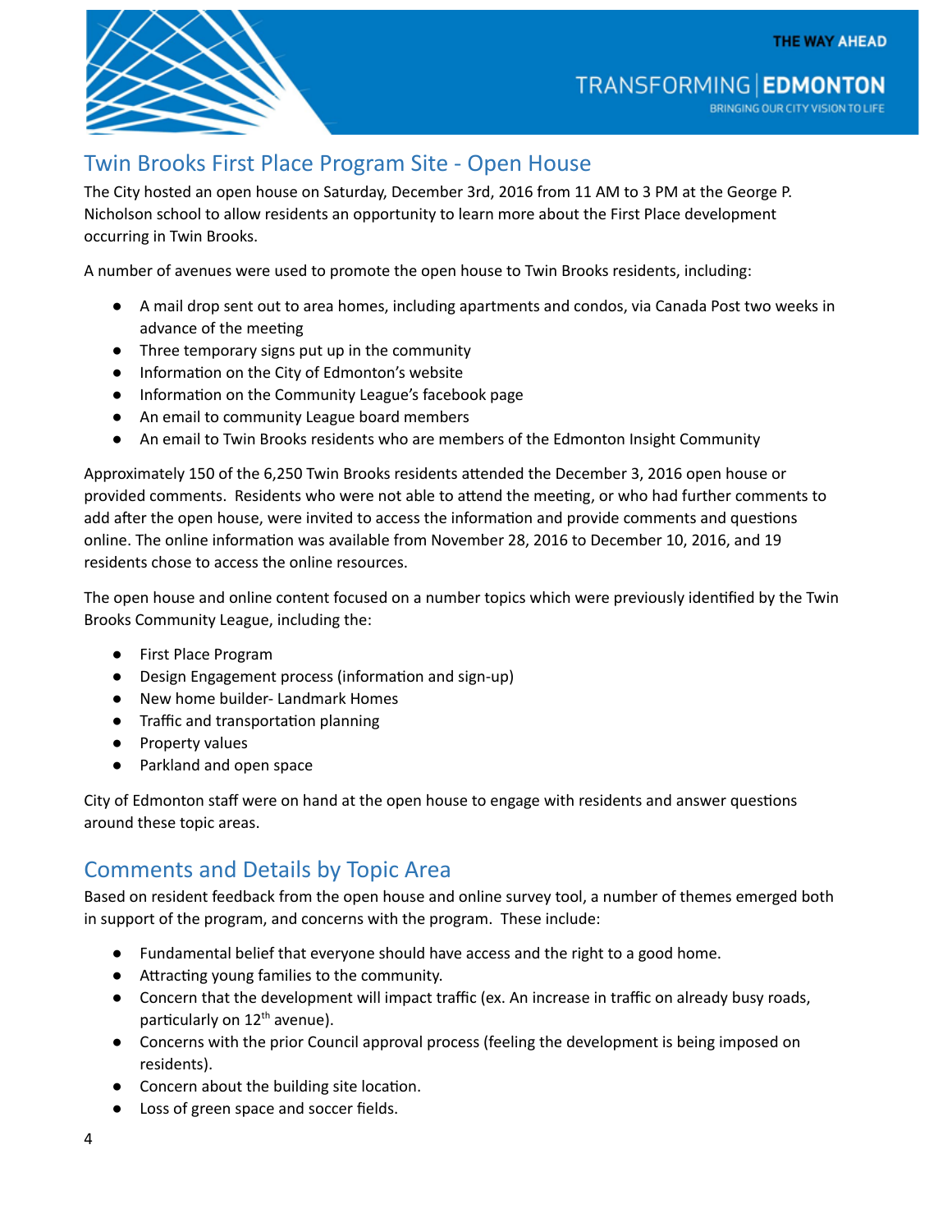## Twin Brooks First Place Program Site - Open House

The City hosted an open house on Saturday, December 3rd, 2016 from 11 AM to 3 PM at the George P. Nicholson school to allow residents an opportunity to learn more about the First Place development occurring in Twin Brooks.

A number of avenues were used to promote the open house to Twin Brooks residents, including:

- A mail drop sent out to area homes, including apartments and condos, via Canada Post two weeks in advance of the meeting
- Three temporary signs put up in the community
- Information on the City of Edmonton's website
- Information on the Community League's facebook page
- An email to community League board members
- An email to Twin Brooks residents who are members of the Edmonton Insight Community

Approximately 150 of the 6,250 Twin Brooks residents attended the December 3, 2016 open house or provided comments. Residents who were not able to attend the meeting, or who had further comments to add after the open house, were invited to access the information and provide comments and questions online. The online information was available from November 28, 2016 to December 10, 2016, and 19 residents chose to access the online resources.

The open house and online content focused on a number topics which were previously identified by the Twin Brooks Community League, including the:

- First Place Program
- Design Engagement process (information and sign-up)
- New home builder- Landmark Homes
- Traffic and transportation planning
- Property values
- Parkland and open space

City of Edmonton staff were on hand at the open house to engage with residents and answer questions around these topic areas.

## Comments and Details by Topic Area

Based on resident feedback from the open house and online survey tool, a number of themes emerged both in support of the program, and concerns with the program. These include:

- Fundamental belief that everyone should have access and the right to a good home.
- Attracting young families to the community.
- Concern that the development will impact traffic (ex. An increase in traffic on already busy roads, particularly on 12th avenue).
- Concerns with the prior Council approval process (feeling the development is being imposed on residents).
- Concern about the building site location.
- Loss of green space and soccer fields.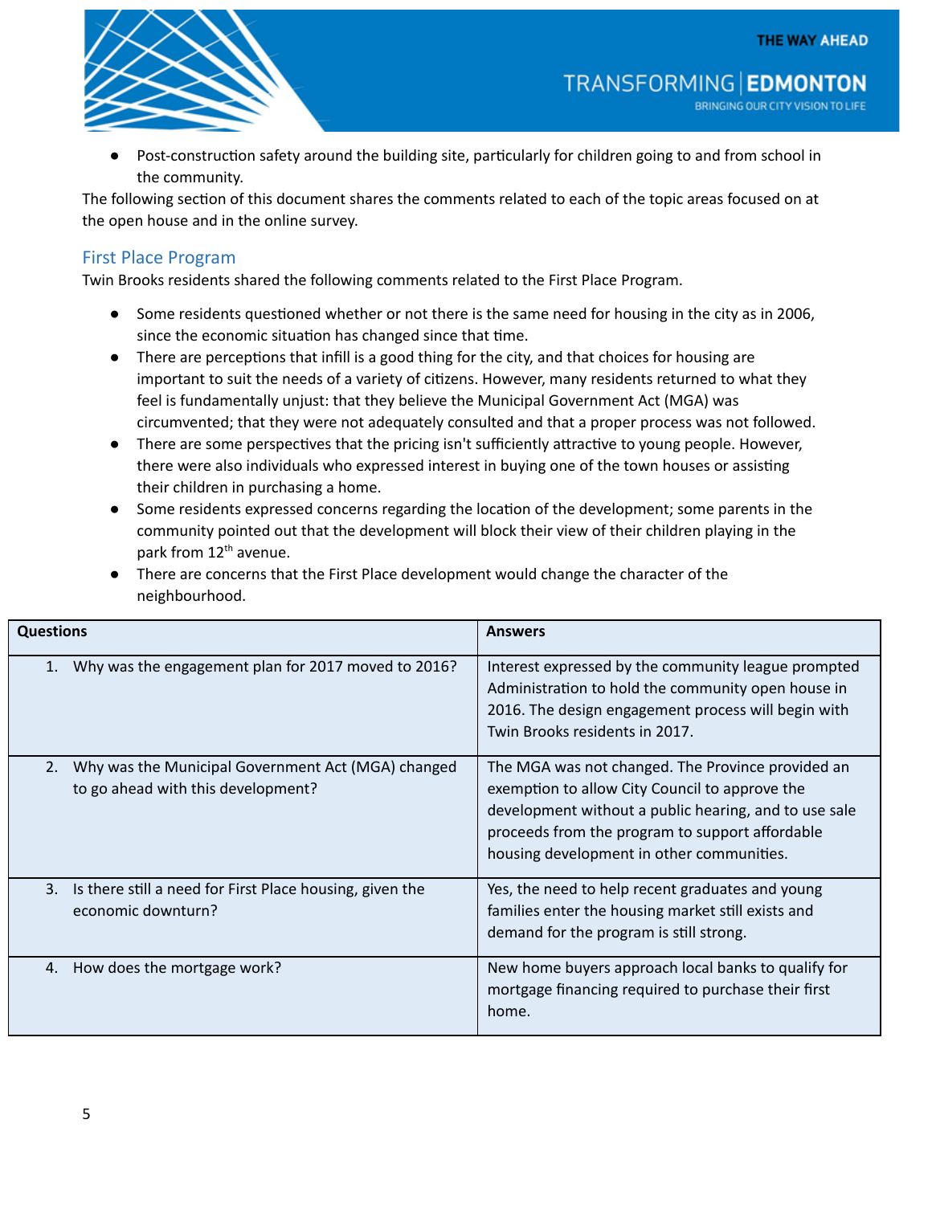- Post-construction safety around the building site, particularly for children going to and from school in the community.

The following section of this document shares the comments related to each of the topic areas focused on at the open house and in the online survey.

## First Place Program

Twin Brooks residents shared the following comments related to the First Place Program.

- Some residents questioned whether or not there is the same need for housing in the city as in 2006, since the economic situation has changed since that time.
- There are perceptions that infill is a good thing for the city, and that choices for housing are important to suit the needs of a variety of citizens. However, many residents returned to what they feel is fundamentally unjust: that they believe the Municipal Government Act (MGA) was circumvented; that they were not adequately consulted and that a proper process was not followed.
- There are some perspectives that the pricing isn't sufficiently attractive to young people. However, there were also individuals who expressed interest in buying one of the town houses or assisting their children in purchasing a home.
- Some residents expressed concerns regarding the location of the development; some parents in the community pointed out that the development will block their view of their children playing in the park from 12th avenue.
- There are concerns that the First Place development would change the character of the neighbourhood.

| Questions | Answers |
|---|---|
| 1. Why was the engagement plan for 2017 moved to 2016? | Interest expressed by the community league prompted Administration to hold the community open house in 2016. The design engagement process will begin with Twin Brooks residents in 2017. |
| 2. Why was the Municipal Government Act (MGA) changed to go ahead with this development? | The MGA was not changed. The Province provided an exemption to allow City Council to approve the development without a public hearing, and to use sale proceeds from the program to support affordable housing development in other communities. |
| 3. Is there still a need for First Place housing, given the economic downturn? | Yes, the need to help recent graduates and young families enter the housing market still exists and demand for the program is still strong. |
| 4. How does the mortgage work? | New home buyers approach local banks to qualify for mortgage financing required to purchase their first home. |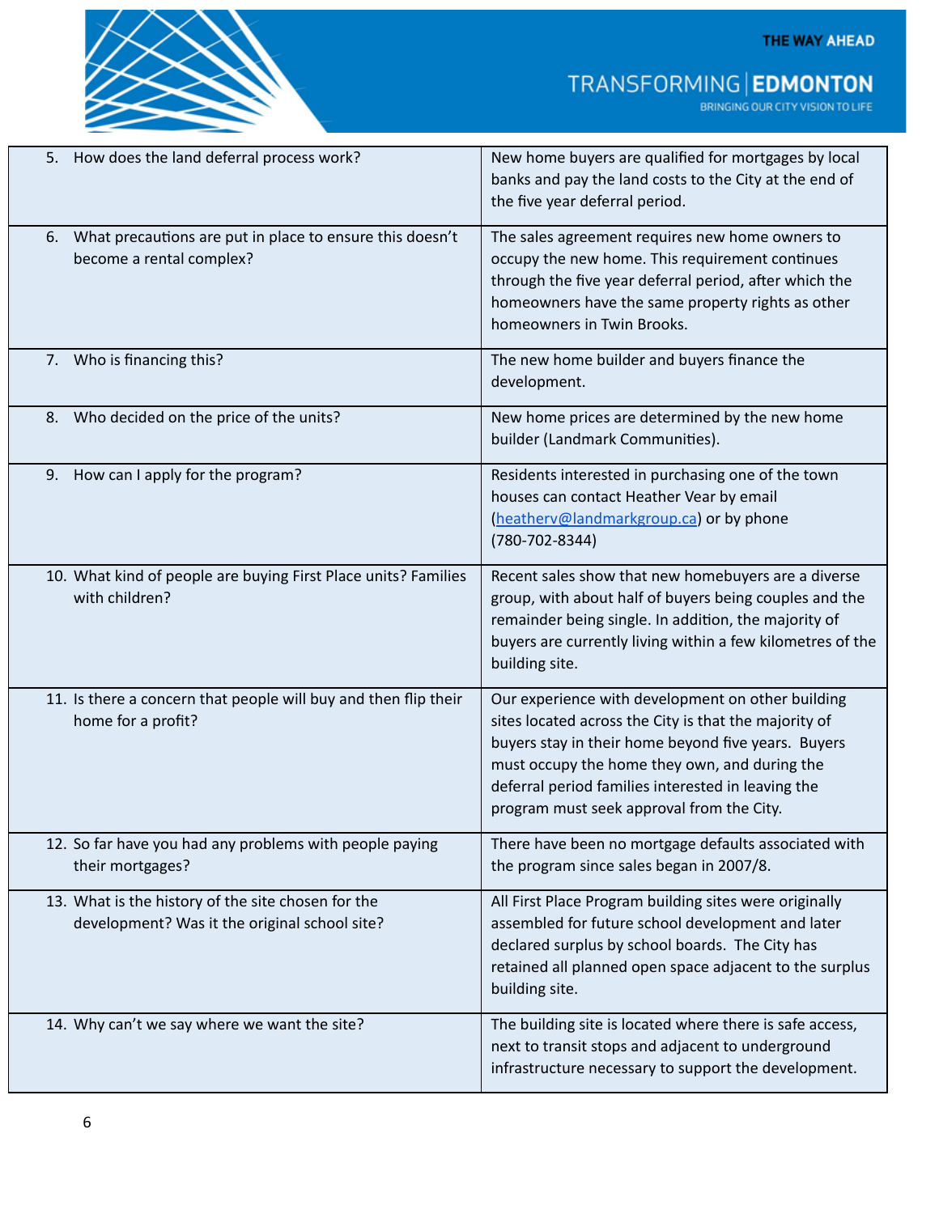| | |
|---|---|
| 5. How does the land deferral process work? | New home buyers are qualified for mortgages by local banks and pay the land costs to the City at the end of the five year deferral period. |
| 6. What precautions are put in place to ensure this doesn't become a rental complex? | The sales agreement requires new home owners to occupy the new home. This requirement continues through the five year deferral period, after which the homeowners have the same property rights as other homeowners in Twin Brooks. |
| 7. Who is financing this? | The new home builder and buyers finance the development. |
| 8. Who decided on the price of the units? | New home prices are determined by the new home builder (Landmark Communities). |
| 9. How can I apply for the program? | Residents interested in purchasing one of the town houses can contact Heather Vear by email (heatherv@landmarkgroup.ca) or by phone (780-702-8344) |
| 10. What kind of people are buying First Place units? Families with children? | Recent sales show that new homebuyers are a diverse group, with about half of buyers being couples and the remainder being single. In addition, the majority of buyers are currently living within a few kilometres of the building site. |
| 11. Is there a concern that people will buy and then flip their home for a profit? | Our experience with development on other building sites located across the City is that the majority of buyers stay in their home beyond five years. Buyers must occupy the home they own, and during the deferral period families interested in leaving the program must seek approval from the City. |
| 12. So far have you had any problems with people paying their mortgages? | There have been no mortgage defaults associated with the program since sales began in 2007/8. |
| 13. What is the history of the site chosen for the development? Was it the original school site? | All First Place Program building sites were originally assembled for future school development and later declared surplus by school boards. The City has retained all planned open space adjacent to the surplus building site. |
| 14. Why can't we say where we want the site? | The building site is located where there is safe access, next to transit stops and adjacent to underground infrastructure necessary to support the development. |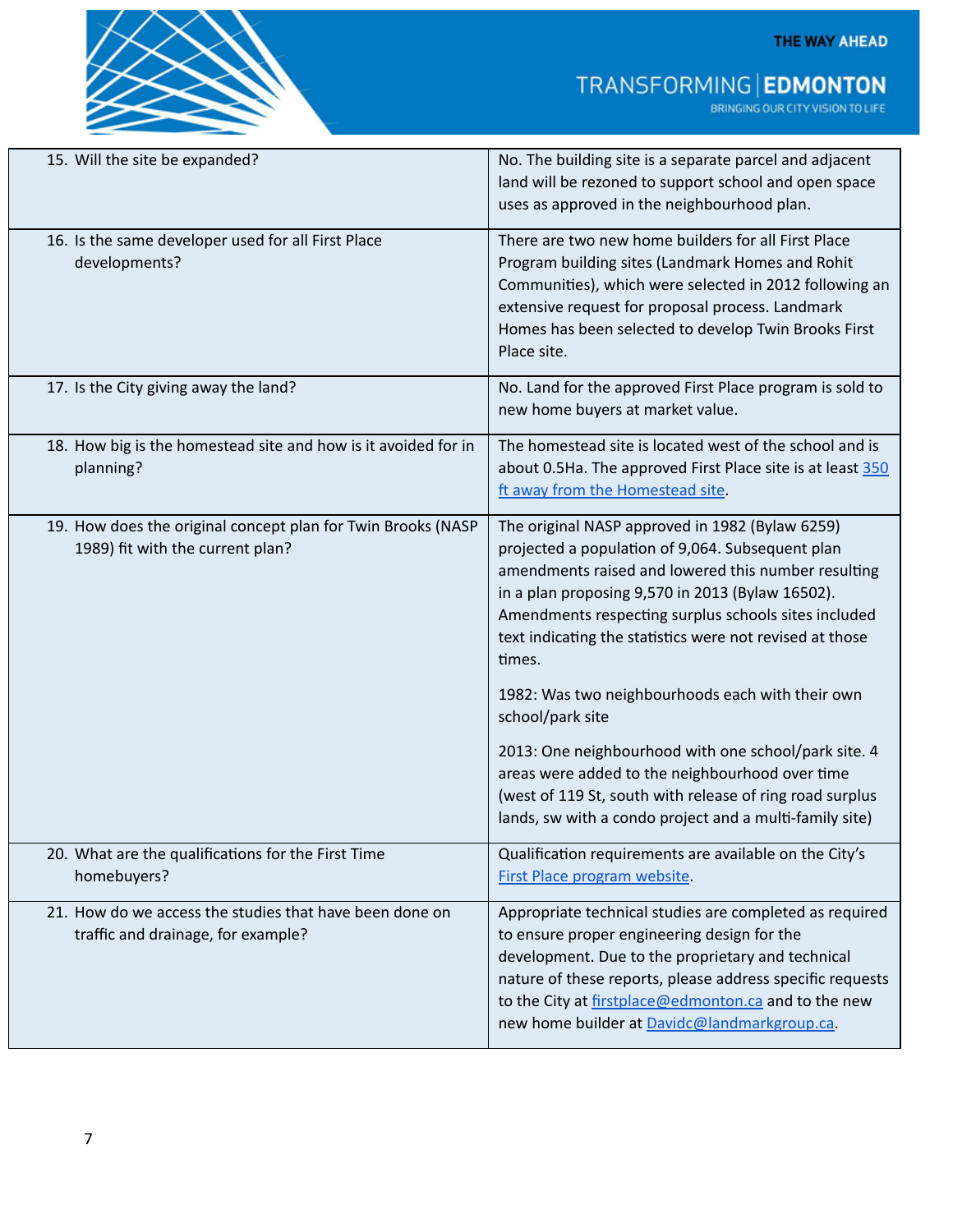| | |
|---|---|
| 15. Will the site be expanded? | No. The building site is a separate parcel and adjacent land will be rezoned to support school and open space uses as approved in the neighbourhood plan. |
| 16. Is the same developer used for all First Place developments? | There are two new home builders for all First Place Program building sites (Landmark Homes and Rohit Communities), which were selected in 2012 following an extensive request for proposal process. Landmark Homes has been selected to develop Twin Brooks First Place site. |
| 17. Is the City giving away the land? | No. Land for the approved First Place program is sold to new home buyers at market value. |
| 18. How big is the homestead site and how is it avoided for in planning? | The homestead site is located west of the school and is about 0.5Ha. The approved First Place site is at least 350 ft away from the Homestead site. |
| 19. How does the original concept plan for Twin Brooks (NASP 1989) fit with the current plan? | The original NASP approved in 1982 (Bylaw 6259) projected a population of 9,064. Subsequent plan amendments raised and lowered this number resulting in a plan proposing 9,570 in 2013 (Bylaw 16502). Amendments respecting surplus schools sites included text indicating the statistics were not revised at those times.<br><br>1982: Was two neighbourhoods each with their own school/park site<br><br>2013: One neighbourhood with one school/park site. 4 areas were added to the neighbourhood over time (west of 119 St, south with release of ring road surplus lands, sw with a condo project and a multi-family site) |
| 20. What are the qualifications for the First Time homebuyers? | Qualification requirements are available on the City's First Place program website. |
| 21. How do we access the studies that have been done on traffic and drainage, for example? | Appropriate technical studies are completed as required to ensure proper engineering design for the development. Due to the proprietary and technical nature of these reports, please address specific requests to the City at firstplace@edmonton.ca and to the new new home builder at Davidc@landmarkgroup.ca. |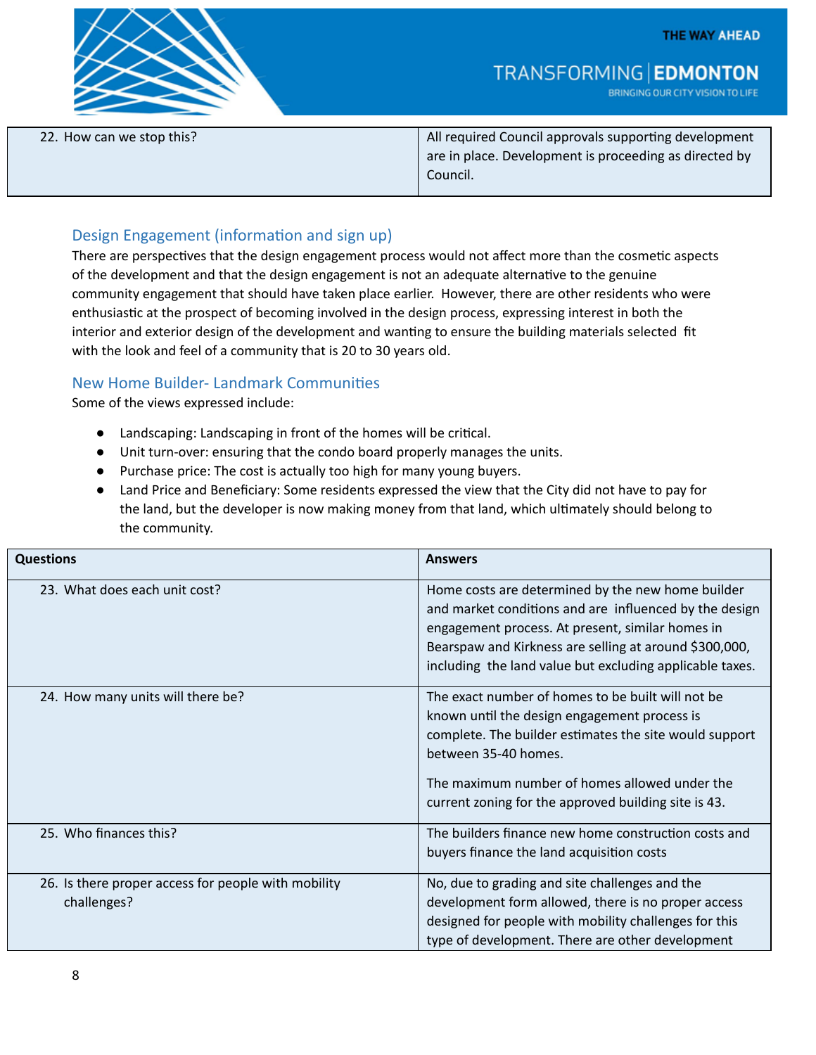| | |
|---|---|
| 22. How can we stop this? | All required Council approvals supporting development are in place. Development is proceeding as directed by Council. |

### Design Engagement (information and sign up)

There are perspectives that the design engagement process would not affect more than the cosmetic aspects of the development and that the design engagement is not an adequate alternative to the genuine community engagement that should have taken place earlier. However, there are other residents who were enthusiastic at the prospect of becoming involved in the design process, expressing interest in both the interior and exterior design of the development and wanting to ensure the building materials selected fit with the look and feel of a community that is 20 to 30 years old.

### New Home Builder- Landmark Communities

Some of the views expressed include:

- Landscaping: Landscaping in front of the homes will be critical.
- Unit turn-over: ensuring that the condo board properly manages the units.
- Purchase price: The cost is actually too high for many young buyers.
- Land Price and Beneficiary: Some residents expressed the view that the City did not have to pay for the land, but the developer is now making money from that land, which ultimately should belong to the community.

| Questions | Answers |
|---|---|
| 23. What does each unit cost? | Home costs are determined by the new home builder and market conditions and are influenced by the design engagement process. At present, similar homes in Bearspaw and Kirkness are selling at around $300,000, including the land value but excluding applicable taxes. |
| 24. How many units will there be? | The exact number of homes to be built will not be known until the design engagement process is complete. The builder estimates the site would support between 35-40 homes.<br><br>The maximum number of homes allowed under the current zoning for the approved building site is 43. |
| 25. Who finances this? | The builders finance new home construction costs and buyers finance the land acquisition costs |
| 26. Is there proper access for people with mobility challenges? | No, due to grading and site challenges and the development form allowed, there is no proper access designed for people with mobility challenges for this type of development. There are other development |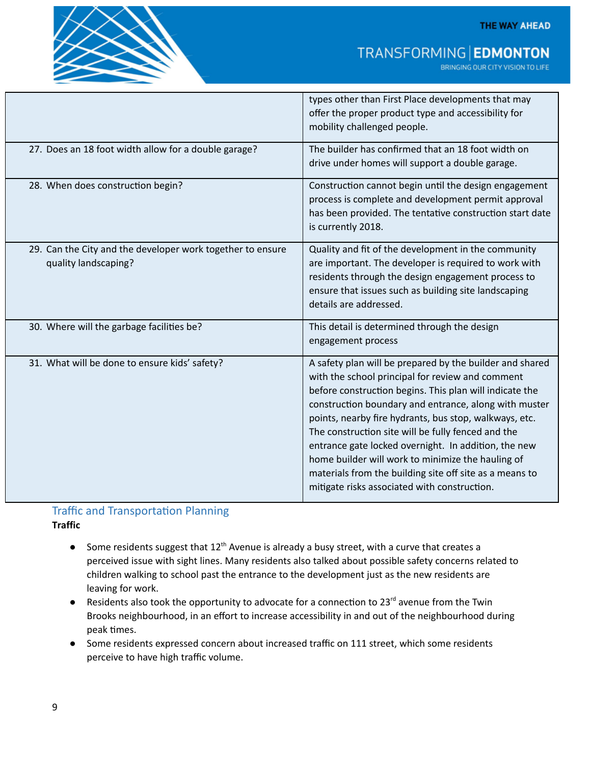| | |
|---|---|
| | types other than First Place developments that may offer the proper product type and accessibility for mobility challenged people. |
| 27. Does an 18 foot width allow for a double garage? | The builder has confirmed that an 18 foot width on drive under homes will support a double garage. |
| 28. When does construction begin? | Construction cannot begin until the design engagement process is complete and development permit approval has been provided. The tentative construction start date is currently 2018. |
| 29. Can the City and the developer work together to ensure quality landscaping? | Quality and fit of the development in the community are important. The developer is required to work with residents through the design engagement process to ensure that issues such as building site landscaping details are addressed. |
| 30. Where will the garbage facilities be? | This detail is determined through the design engagement process |
| 31. What will be done to ensure kids' safety? | A safety plan will be prepared by the builder and shared with the school principal for review and comment before construction begins. This plan will indicate the construction boundary and entrance, along with muster points, nearby fire hydrants, bus stop, walkways, etc. The construction site will be fully fenced and the entrance gate locked overnight. In addition, the new home builder will work to minimize the hauling of materials from the building site off site as a means to mitigate risks associated with construction. |

## Traffic and Transportation Planning

**Traffic**

- Some residents suggest that 12th Avenue is already a busy street, with a curve that creates a perceived issue with sight lines. Many residents also talked about possible safety concerns related to children walking to school past the entrance to the development just as the new residents are leaving for work.
- Residents also took the opportunity to advocate for a connection to 23rd avenue from the Twin Brooks neighbourhood, in an effort to increase accessibility in and out of the neighbourhood during peak times.
- Some residents expressed concern about increased traffic on 111 street, which some residents perceive to have high traffic volume.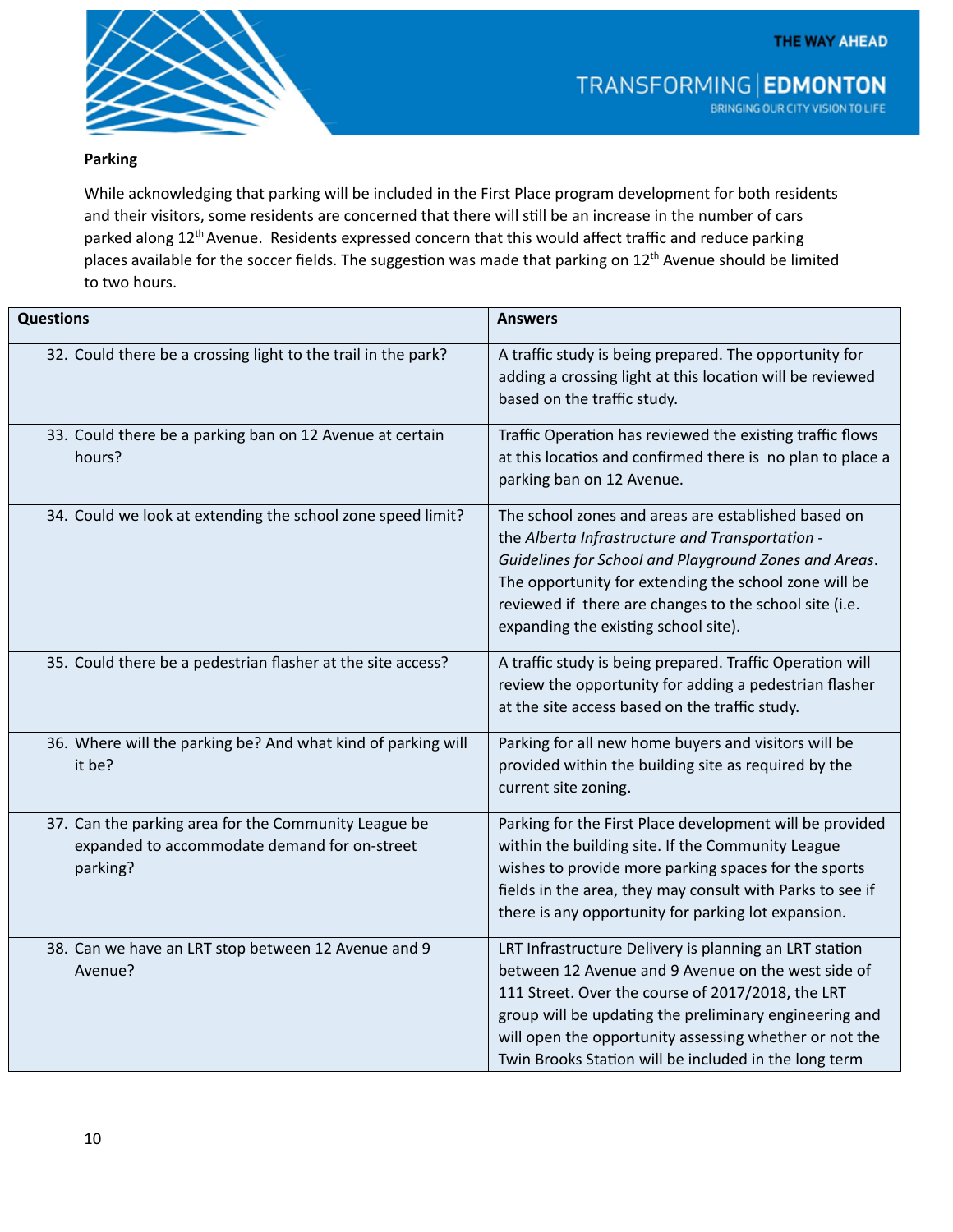## Parking

While acknowledging that parking will be included in the First Place program development for both residents and their visitors, some residents are concerned that there will still be an increase in the number of cars parked along 12th Avenue. Residents expressed concern that this would affect traffic and reduce parking places available for the soccer fields. The suggestion was made that parking on 12th Avenue should be limited to two hours.

| Questions | Answers |
| --- | --- |
| 32. Could there be a crossing light to the trail in the park? | A traffic study is being prepared. The opportunity for adding a crossing light at this location will be reviewed based on the traffic study. |
| 33. Could there be a parking ban on 12 Avenue at certain hours? | Traffic Operation has reviewed the existing traffic flows at this locatios and confirmed there is no plan to place a parking ban on 12 Avenue. |
| 34. Could we look at extending the school zone speed limit? | The school zones and areas are established based on the *Alberta Infrastructure and Transportation - Guidelines for School and Playground Zones and Areas*. The opportunity for extending the school zone will be reviewed if there are changes to the school site (i.e. expanding the existing school site). |
| 35. Could there be a pedestrian flasher at the site access? | A traffic study is being prepared. Traffic Operation will review the opportunity for adding a pedestrian flasher at the site access based on the traffic study. |
| 36. Where will the parking be? And what kind of parking will it be? | Parking for all new home buyers and visitors will be provided within the building site as required by the current site zoning. |
| 37. Can the parking area for the Community League be expanded to accommodate demand for on-street parking? | Parking for the First Place development will be provided within the building site. If the Community League wishes to provide more parking spaces for the sports fields in the area, they may consult with Parks to see if there is any opportunity for parking lot expansion. |
| 38. Can we have an LRT stop between 12 Avenue and 9 Avenue? | LRT Infrastructure Delivery is planning an LRT station between 12 Avenue and 9 Avenue on the west side of 111 Street. Over the course of 2017/2018, the LRT group will be updating the preliminary engineering and will open the opportunity assessing whether or not the Twin Brooks Station will be included in the long term |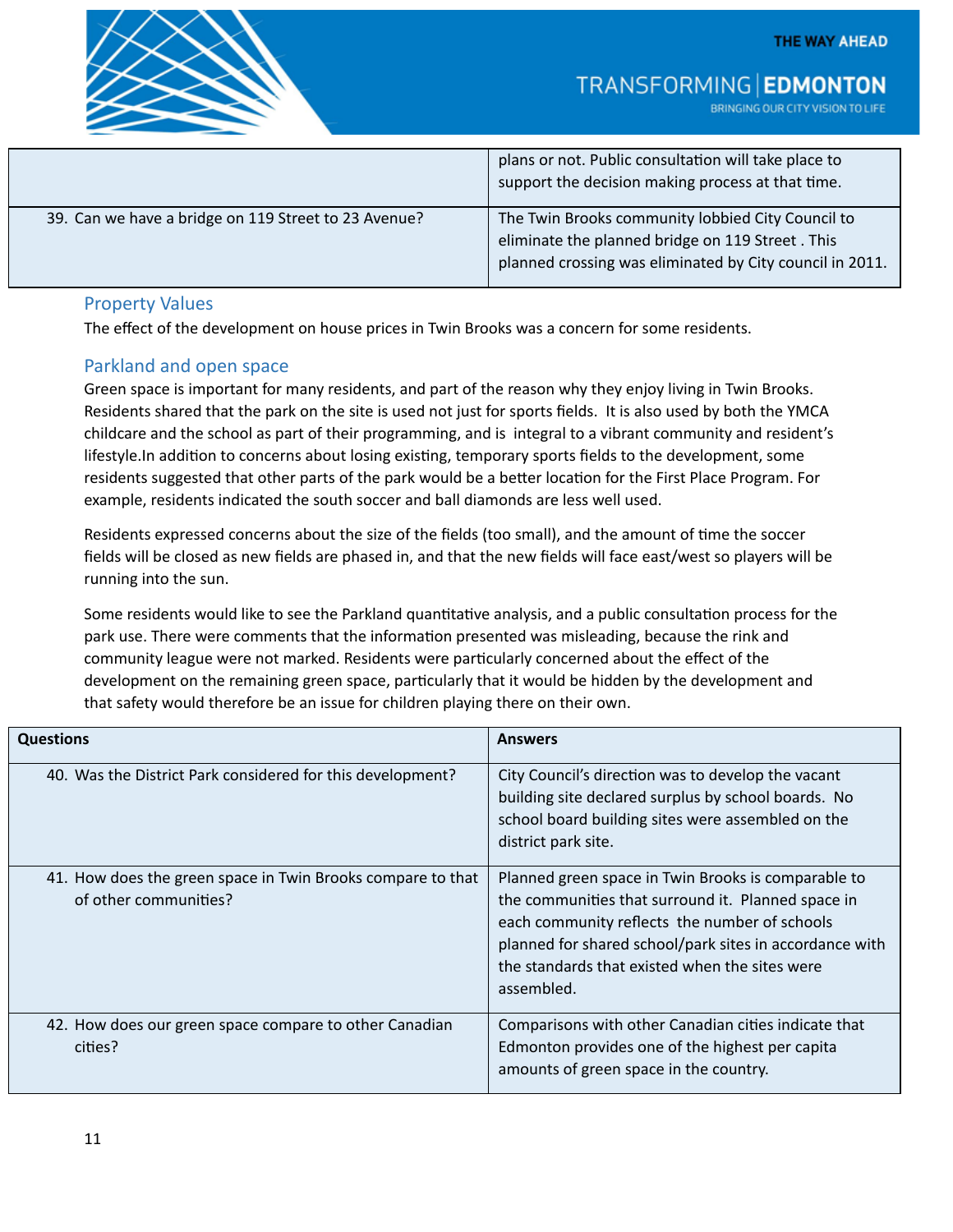| | |
|---|---|
| | plans or not. Public consultation will take place to support the decision making process at that time. |
| 39. Can we have a bridge on 119 Street to 23 Avenue? | The Twin Brooks community lobbied City Council to eliminate the planned bridge on 119 Street . This planned crossing was eliminated by City council in 2011. |

## Property Values

The effect of the development on house prices in Twin Brooks was a concern for some residents.

## Parkland and open space

Green space is important for many residents, and part of the reason why they enjoy living in Twin Brooks. Residents shared that the park on the site is used not just for sports fields. It is also used by both the YMCA childcare and the school as part of their programming, and is integral to a vibrant community and resident's lifestyle.In addition to concerns about losing existing, temporary sports fields to the development, some residents suggested that other parts of the park would be a better location for the First Place Program. For example, residents indicated the south soccer and ball diamonds are less well used.

Residents expressed concerns about the size of the fields (too small), and the amount of time the soccer fields will be closed as new fields are phased in, and that the new fields will face east/west so players will be running into the sun.

Some residents would like to see the Parkland quantitative analysis, and a public consultation process for the park use. There were comments that the information presented was misleading, because the rink and community league were not marked. Residents were particularly concerned about the effect of the development on the remaining green space, particularly that it would be hidden by the development and that safety would therefore be an issue for children playing there on their own.

| Questions | Answers |
|---|---|
| 40. Was the District Park considered for this development? | City Council's direction was to develop the vacant building site declared surplus by school boards. No school board building sites were assembled on the district park site. |
| 41. How does the green space in Twin Brooks compare to that of other communities? | Planned green space in Twin Brooks is comparable to the communities that surround it. Planned space in each community reflects the number of schools planned for shared school/park sites in accordance with the standards that existed when the sites were assembled. |
| 42. How does our green space compare to other Canadian cities? | Comparisons with other Canadian cities indicate that Edmonton provides one of the highest per capita amounts of green space in the country. |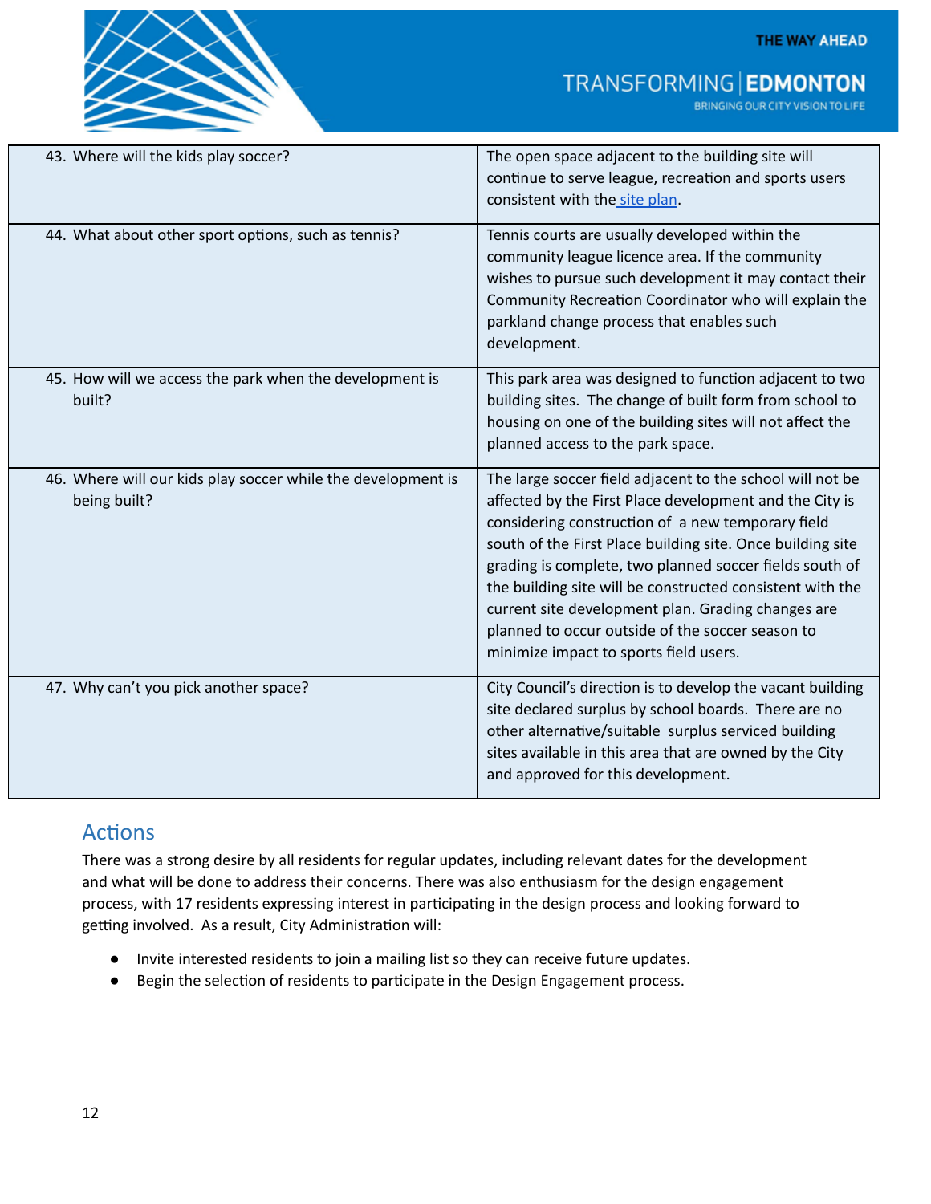| | |
|---|---|
| 43. Where will the kids play soccer? | The open space adjacent to the building site will continue to serve league, recreation and sports users consistent with the site plan. |
| 44. What about other sport options, such as tennis? | Tennis courts are usually developed within the community league licence area. If the community wishes to pursue such development it may contact their Community Recreation Coordinator who will explain the parkland change process that enables such development. |
| 45. How will we access the park when the development is built? | This park area was designed to function adjacent to two building sites. The change of built form from school to housing on one of the building sites will not affect the planned access to the park space. |
| 46. Where will our kids play soccer while the development is being built? | The large soccer field adjacent to the school will not be affected by the First Place development and the City is considering construction of a new temporary field south of the First Place building site. Once building site grading is complete, two planned soccer fields south of the building site will be constructed consistent with the current site development plan. Grading changes are planned to occur outside of the soccer season to minimize impact to sports field users. |
| 47. Why can't you pick another space? | City Council's direction is to develop the vacant building site declared surplus by school boards. There are no other alternative/suitable surplus serviced building sites available in this area that are owned by the City and approved for this development. |

## Actions

There was a strong desire by all residents for regular updates, including relevant dates for the development and what will be done to address their concerns. There was also enthusiasm for the design engagement process, with 17 residents expressing interest in participating in the design process and looking forward to getting involved. As a result, City Administration will:

- Invite interested residents to join a mailing list so they can receive future updates.
- Begin the selection of residents to participate in the Design Engagement process.